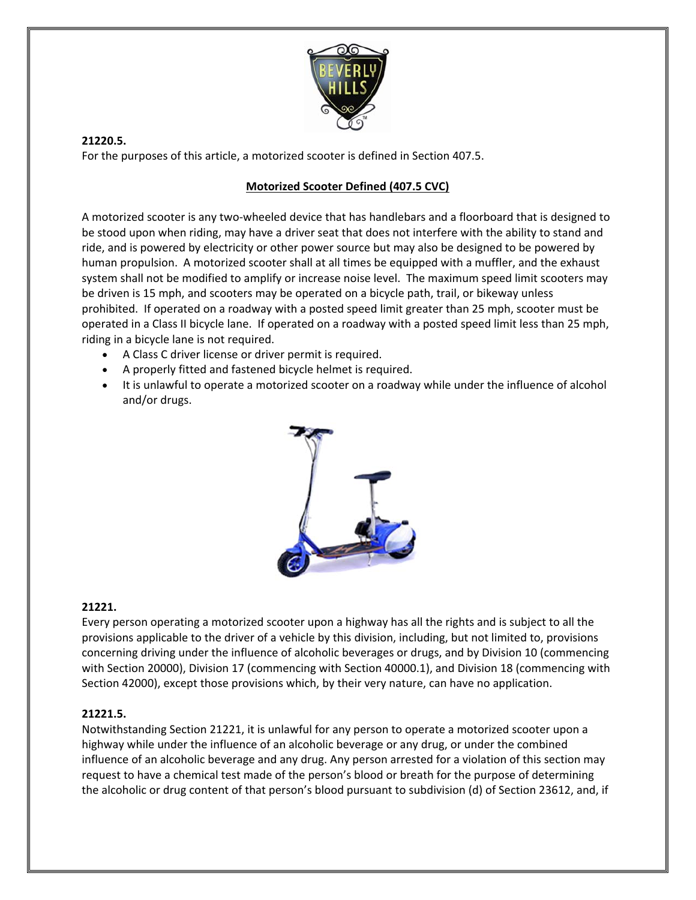**21220.5.**
For the purposes of this article, a motorized scooter is defined in Section 407.5.

**Motorized Scooter Defined (407.5 CVC)**

A motorized scooter is any two-wheeled device that has handlebars and a floorboard that is designed to be stood upon when riding, may have a driver seat that does not interfere with the ability to stand and ride, and is powered by electricity or other power source but may also be designed to be powered by human propulsion. A motorized scooter shall at all times be equipped with a muffler, and the exhaust system shall not be modified to amplify or increase noise level. The maximum speed limit scooters may be driven is 15 mph, and scooters may be operated on a bicycle path, trail, or bikeway unless prohibited. If operated on a roadway with a posted speed limit greater than 25 mph, scooter must be operated in a Class II bicycle lane. If operated on a roadway with a posted speed limit less than 25 mph, riding in a bicycle lane is not required.

- A Class C driver license or driver permit is required.
- A properly fitted and fastened bicycle helmet is required.
- It is unlawful to operate a motorized scooter on a roadway while under the influence of alcohol and/or drugs.

**21221.**
Every person operating a motorized scooter upon a highway has all the rights and is subject to all the provisions applicable to the driver of a vehicle by this division, including, but not limited to, provisions concerning driving under the influence of alcoholic beverages or drugs, and by Division 10 (commencing with Section 20000), Division 17 (commencing with Section 40000.1), and Division 18 (commencing with Section 42000), except those provisions which, by their very nature, can have no application.

**21221.5.**
Notwithstanding Section 21221, it is unlawful for any person to operate a motorized scooter upon a highway while under the influence of an alcoholic beverage or any drug, or under the combined influence of an alcoholic beverage and any drug. Any person arrested for a violation of this section may request to have a chemical test made of the person's blood or breath for the purpose of determining the alcoholic or drug content of that person's blood pursuant to subdivision (d) of Section 23612, and, if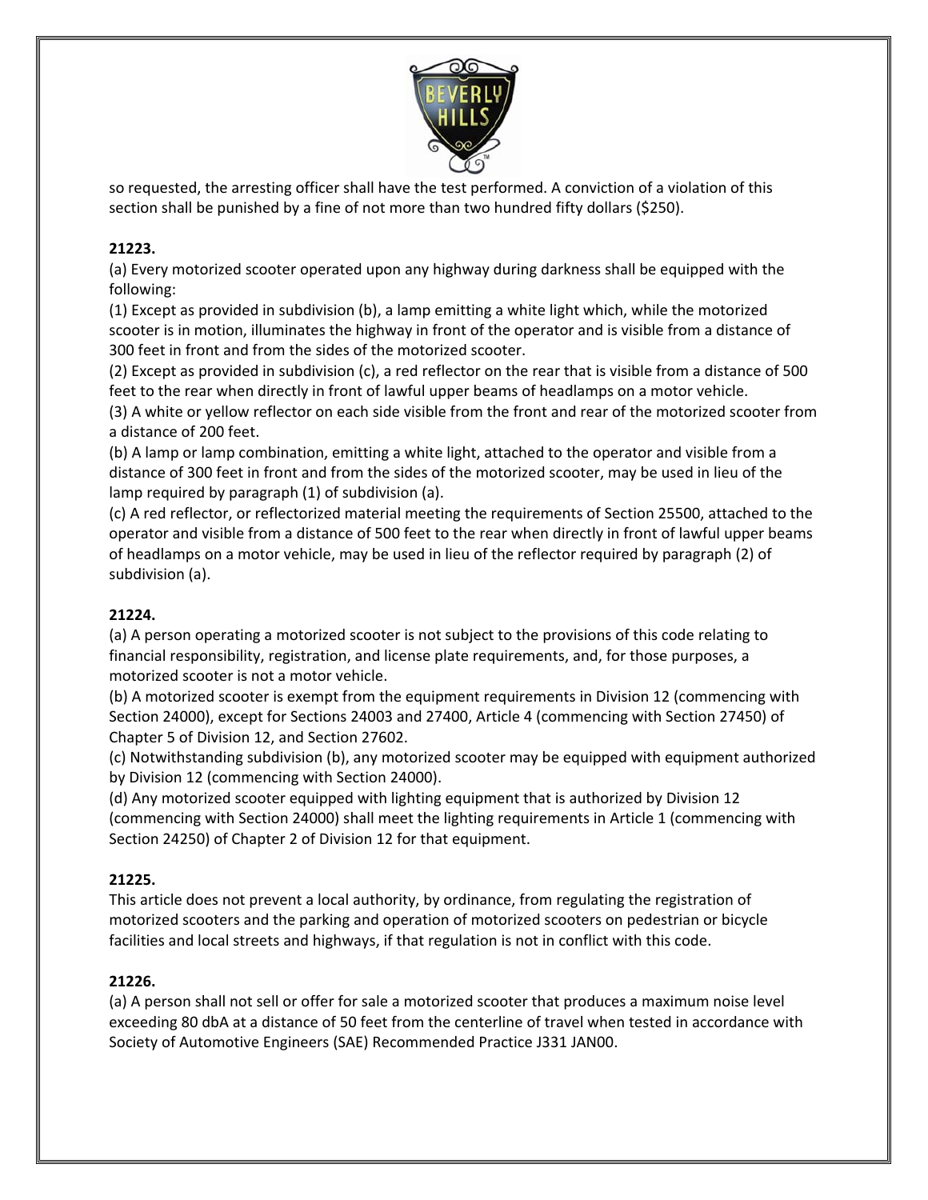so requested, the arresting officer shall have the test performed. A conviction of a violation of this section shall be punished by a fine of not more than two hundred fifty dollars ($250).

**21223.**

(a) Every motorized scooter operated upon any highway during darkness shall be equipped with the following:

(1) Except as provided in subdivision (b), a lamp emitting a white light which, while the motorized scooter is in motion, illuminates the highway in front of the operator and is visible from a distance of 300 feet in front and from the sides of the motorized scooter.

(2) Except as provided in subdivision (c), a red reflector on the rear that is visible from a distance of 500 feet to the rear when directly in front of lawful upper beams of headlamps on a motor vehicle.

(3) A white or yellow reflector on each side visible from the front and rear of the motorized scooter from a distance of 200 feet.

(b) A lamp or lamp combination, emitting a white light, attached to the operator and visible from a distance of 300 feet in front and from the sides of the motorized scooter, may be used in lieu of the lamp required by paragraph (1) of subdivision (a).

(c) A red reflector, or reflectorized material meeting the requirements of Section 25500, attached to the operator and visible from a distance of 500 feet to the rear when directly in front of lawful upper beams of headlamps on a motor vehicle, may be used in lieu of the reflector required by paragraph (2) of subdivision (a).

**21224.**

(a) A person operating a motorized scooter is not subject to the provisions of this code relating to financial responsibility, registration, and license plate requirements, and, for those purposes, a motorized scooter is not a motor vehicle.

(b) A motorized scooter is exempt from the equipment requirements in Division 12 (commencing with Section 24000), except for Sections 24003 and 27400, Article 4 (commencing with Section 27450) of Chapter 5 of Division 12, and Section 27602.

(c) Notwithstanding subdivision (b), any motorized scooter may be equipped with equipment authorized by Division 12 (commencing with Section 24000).

(d) Any motorized scooter equipped with lighting equipment that is authorized by Division 12 (commencing with Section 24000) shall meet the lighting requirements in Article 1 (commencing with Section 24250) of Chapter 2 of Division 12 for that equipment.

**21225.**

This article does not prevent a local authority, by ordinance, from regulating the registration of motorized scooters and the parking and operation of motorized scooters on pedestrian or bicycle facilities and local streets and highways, if that regulation is not in conflict with this code.

**21226.**

(a) A person shall not sell or offer for sale a motorized scooter that produces a maximum noise level exceeding 80 dbA at a distance of 50 feet from the centerline of travel when tested in accordance with Society of Automotive Engineers (SAE) Recommended Practice J331 JAN00.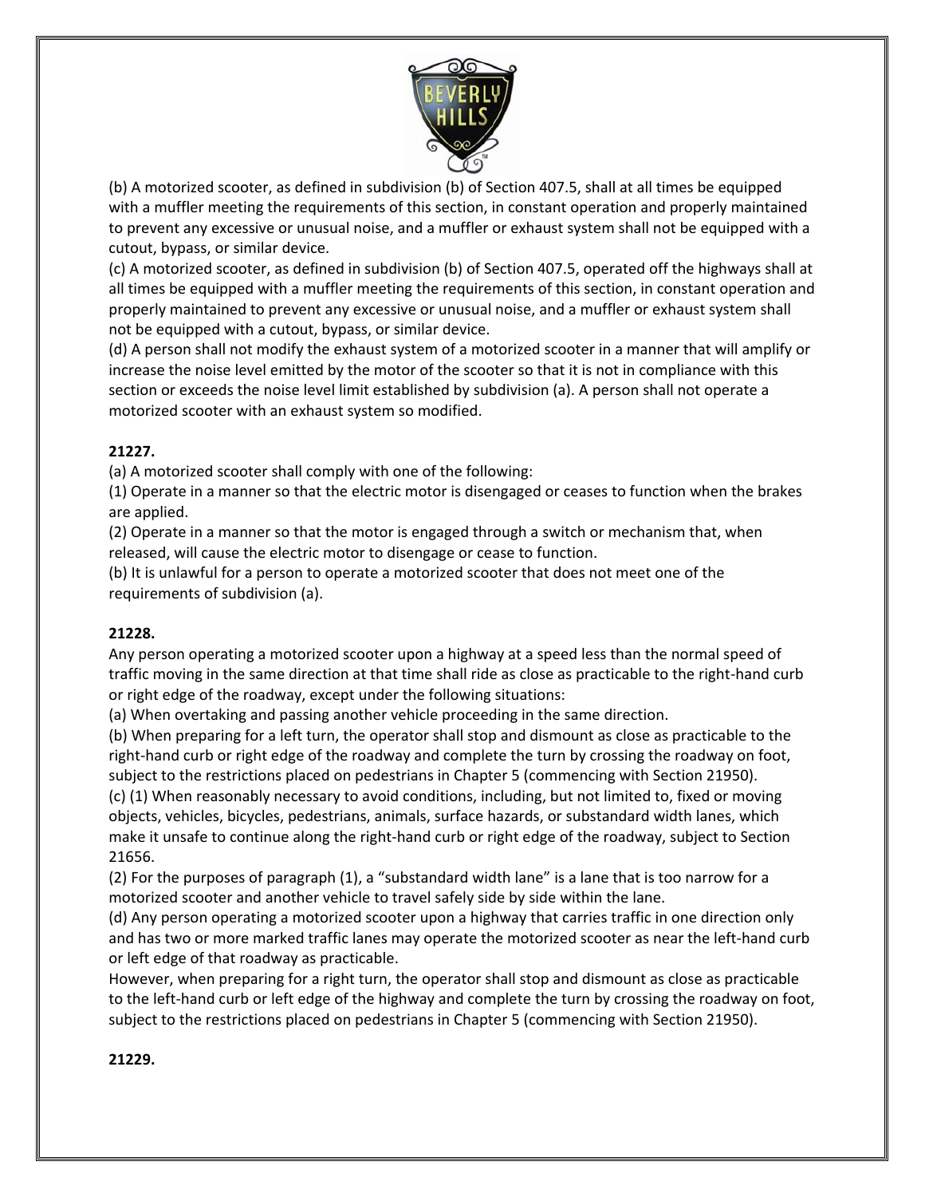(b) A motorized scooter, as defined in subdivision (b) of Section 407.5, shall at all times be equipped with a muffler meeting the requirements of this section, in constant operation and properly maintained to prevent any excessive or unusual noise, and a muffler or exhaust system shall not be equipped with a cutout, bypass, or similar device.

(c) A motorized scooter, as defined in subdivision (b) of Section 407.5, operated off the highways shall at all times be equipped with a muffler meeting the requirements of this section, in constant operation and properly maintained to prevent any excessive or unusual noise, and a muffler or exhaust system shall not be equipped with a cutout, bypass, or similar device.

(d) A person shall not modify the exhaust system of a motorized scooter in a manner that will amplify or increase the noise level emitted by the motor of the scooter so that it is not in compliance with this section or exceeds the noise level limit established by subdivision (a). A person shall not operate a motorized scooter with an exhaust system so modified.

**21227.**

(a) A motorized scooter shall comply with one of the following:

(1) Operate in a manner so that the electric motor is disengaged or ceases to function when the brakes are applied.

(2) Operate in a manner so that the motor is engaged through a switch or mechanism that, when released, will cause the electric motor to disengage or cease to function.

(b) It is unlawful for a person to operate a motorized scooter that does not meet one of the requirements of subdivision (a).

**21228.**

Any person operating a motorized scooter upon a highway at a speed less than the normal speed of traffic moving in the same direction at that time shall ride as close as practicable to the right-hand curb or right edge of the roadway, except under the following situations:

(a) When overtaking and passing another vehicle proceeding in the same direction.

(b) When preparing for a left turn, the operator shall stop and dismount as close as practicable to the right-hand curb or right edge of the roadway and complete the turn by crossing the roadway on foot, subject to the restrictions placed on pedestrians in Chapter 5 (commencing with Section 21950).

(c) (1) When reasonably necessary to avoid conditions, including, but not limited to, fixed or moving objects, vehicles, bicycles, pedestrians, animals, surface hazards, or substandard width lanes, which make it unsafe to continue along the right-hand curb or right edge of the roadway, subject to Section 21656.

(2) For the purposes of paragraph (1), a "substandard width lane" is a lane that is too narrow for a motorized scooter and another vehicle to travel safely side by side within the lane.

(d) Any person operating a motorized scooter upon a highway that carries traffic in one direction only and has two or more marked traffic lanes may operate the motorized scooter as near the left-hand curb or left edge of that roadway as practicable.

However, when preparing for a right turn, the operator shall stop and dismount as close as practicable to the left-hand curb or left edge of the highway and complete the turn by crossing the roadway on foot, subject to the restrictions placed on pedestrians in Chapter 5 (commencing with Section 21950).

**21229.**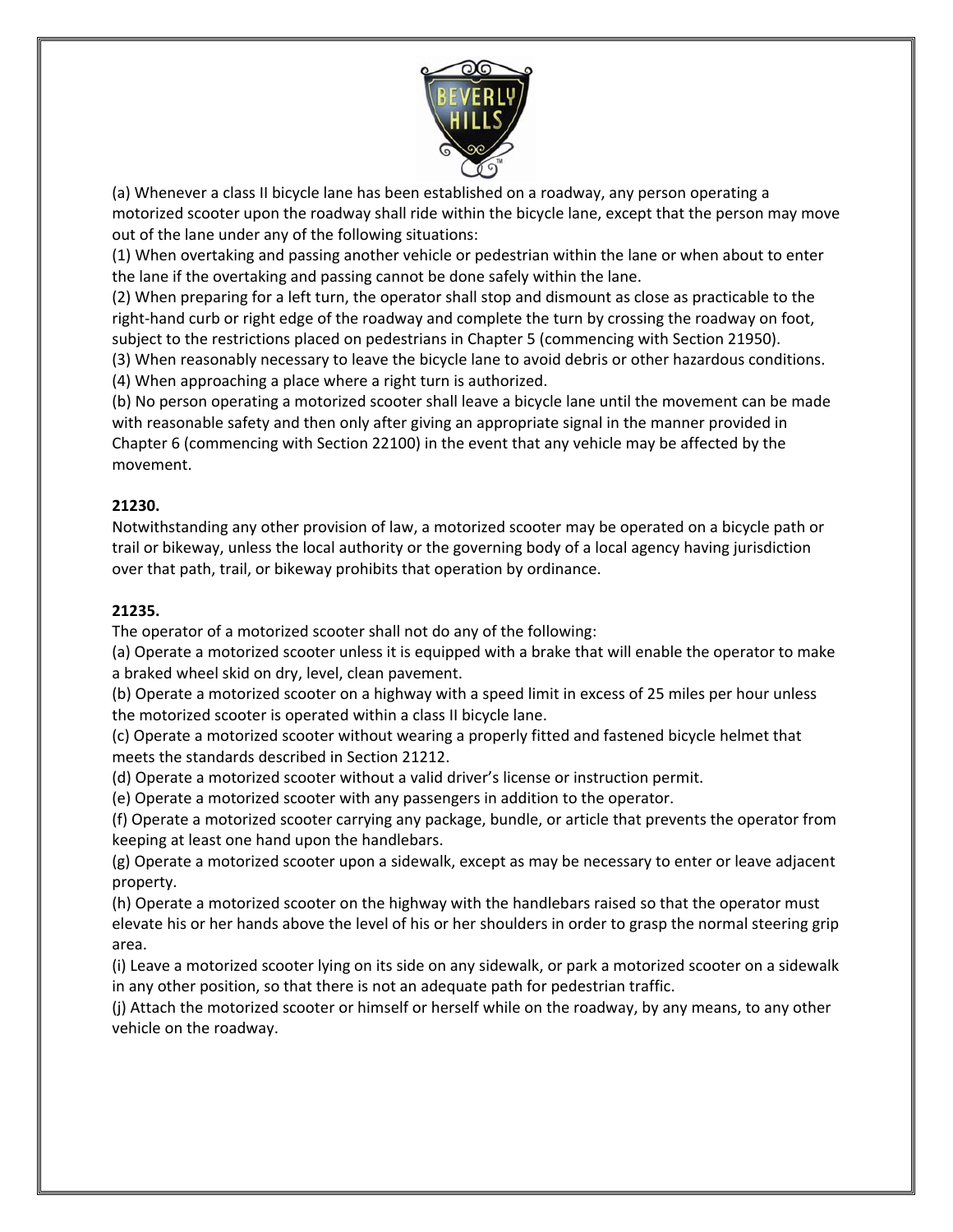(a) Whenever a class II bicycle lane has been established on a roadway, any person operating a motorized scooter upon the roadway shall ride within the bicycle lane, except that the person may move out of the lane under any of the following situations:

(1) When overtaking and passing another vehicle or pedestrian within the lane or when about to enter the lane if the overtaking and passing cannot be done safely within the lane.

(2) When preparing for a left turn, the operator shall stop and dismount as close as practicable to the right-hand curb or right edge of the roadway and complete the turn by crossing the roadway on foot, subject to the restrictions placed on pedestrians in Chapter 5 (commencing with Section 21950).

(3) When reasonably necessary to leave the bicycle lane to avoid debris or other hazardous conditions.

(4) When approaching a place where a right turn is authorized.

(b) No person operating a motorized scooter shall leave a bicycle lane until the movement can be made with reasonable safety and then only after giving an appropriate signal in the manner provided in Chapter 6 (commencing with Section 22100) in the event that any vehicle may be affected by the movement.

**21230.**

Notwithstanding any other provision of law, a motorized scooter may be operated on a bicycle path or trail or bikeway, unless the local authority or the governing body of a local agency having jurisdiction over that path, trail, or bikeway prohibits that operation by ordinance.

**21235.**

The operator of a motorized scooter shall not do any of the following:

(a) Operate a motorized scooter unless it is equipped with a brake that will enable the operator to make a braked wheel skid on dry, level, clean pavement.

(b) Operate a motorized scooter on a highway with a speed limit in excess of 25 miles per hour unless the motorized scooter is operated within a class II bicycle lane.

(c) Operate a motorized scooter without wearing a properly fitted and fastened bicycle helmet that meets the standards described in Section 21212.

(d) Operate a motorized scooter without a valid driver's license or instruction permit.

(e) Operate a motorized scooter with any passengers in addition to the operator.

(f) Operate a motorized scooter carrying any package, bundle, or article that prevents the operator from keeping at least one hand upon the handlebars.

(g) Operate a motorized scooter upon a sidewalk, except as may be necessary to enter or leave adjacent property.

(h) Operate a motorized scooter on the highway with the handlebars raised so that the operator must elevate his or her hands above the level of his or her shoulders in order to grasp the normal steering grip area.

(i) Leave a motorized scooter lying on its side on any sidewalk, or park a motorized scooter on a sidewalk in any other position, so that there is not an adequate path for pedestrian traffic.

(j) Attach the motorized scooter or himself or herself while on the roadway, by any means, to any other vehicle on the roadway.